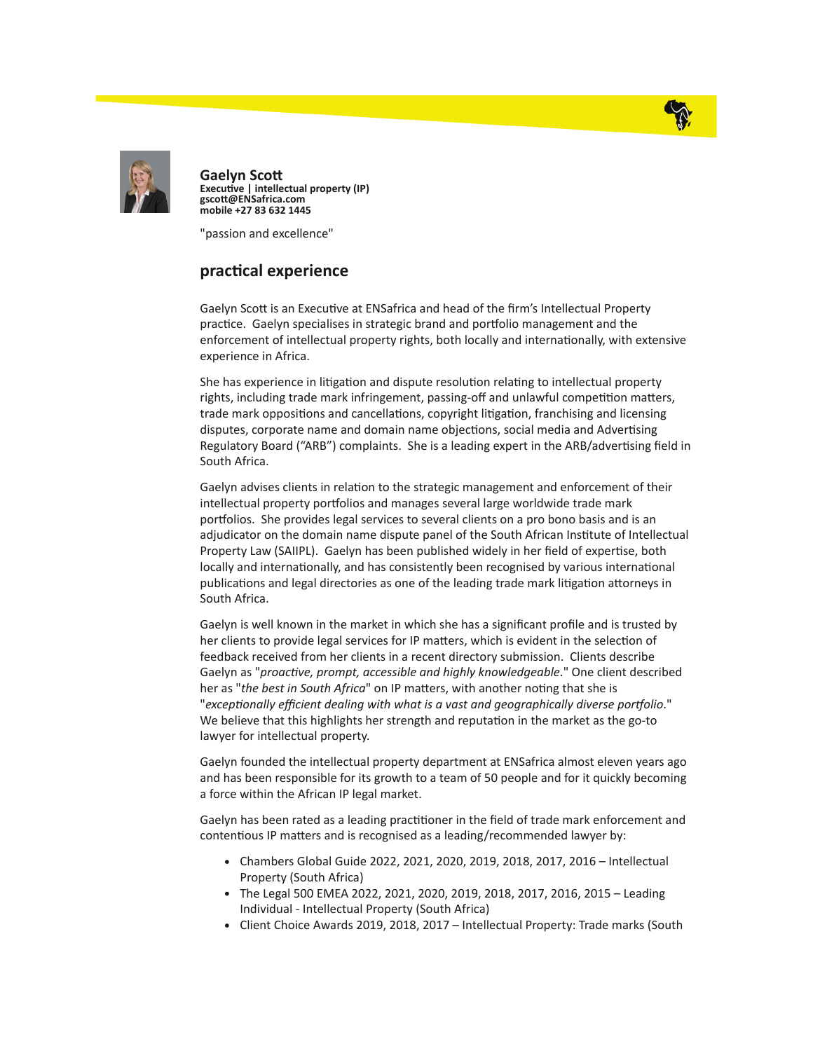**Gaelyn Scott**
**Executive | intellectual property (IP)**
**gscott@ENSafrica.com**
**mobile +27 83 632 1445**

"passion and excellence"

## practical experience

Gaelyn Scott is an Executive at ENSafrica and head of the firm's Intellectual Property practice. Gaelyn specialises in strategic brand and portfolio management and the enforcement of intellectual property rights, both locally and internationally, with extensive experience in Africa.

She has experience in litigation and dispute resolution relating to intellectual property rights, including trade mark infringement, passing-off and unlawful competition matters, trade mark oppositions and cancellations, copyright litigation, franchising and licensing disputes, corporate name and domain name objections, social media and Advertising Regulatory Board ("ARB") complaints. She is a leading expert in the ARB/advertising field in South Africa.

Gaelyn advises clients in relation to the strategic management and enforcement of their intellectual property portfolios and manages several large worldwide trade mark portfolios. She provides legal services to several clients on a pro bono basis and is an adjudicator on the domain name dispute panel of the South African Institute of Intellectual Property Law (SAIIPL). Gaelyn has been published widely in her field of expertise, both locally and internationally, and has consistently been recognised by various international publications and legal directories as one of the leading trade mark litigation attorneys in South Africa.

Gaelyn is well known in the market in which she has a significant profile and is trusted by her clients to provide legal services for IP matters, which is evident in the selection of feedback received from her clients in a recent directory submission. Clients describe Gaelyn as "*proactive, prompt, accessible and highly knowledgeable*." One client described her as "*the best in South Africa*" on IP matters, with another noting that she is "*exceptionally efficient dealing with what is a vast and geographically diverse portfolio*." We believe that this highlights her strength and reputation in the market as the go-to lawyer for intellectual property.

Gaelyn founded the intellectual property department at ENSafrica almost eleven years ago and has been responsible for its growth to a team of 50 people and for it quickly becoming a force within the African IP legal market.

Gaelyn has been rated as a leading practitioner in the field of trade mark enforcement and contentious IP matters and is recognised as a leading/recommended lawyer by:

- Chambers Global Guide 2022, 2021, 2020, 2019, 2018, 2017, 2016 – Intellectual Property (South Africa)
- The Legal 500 EMEA 2022, 2021, 2020, 2019, 2018, 2017, 2016, 2015 – Leading Individual - Intellectual Property (South Africa)
- Client Choice Awards 2019, 2018, 2017 – Intellectual Property: Trade marks (South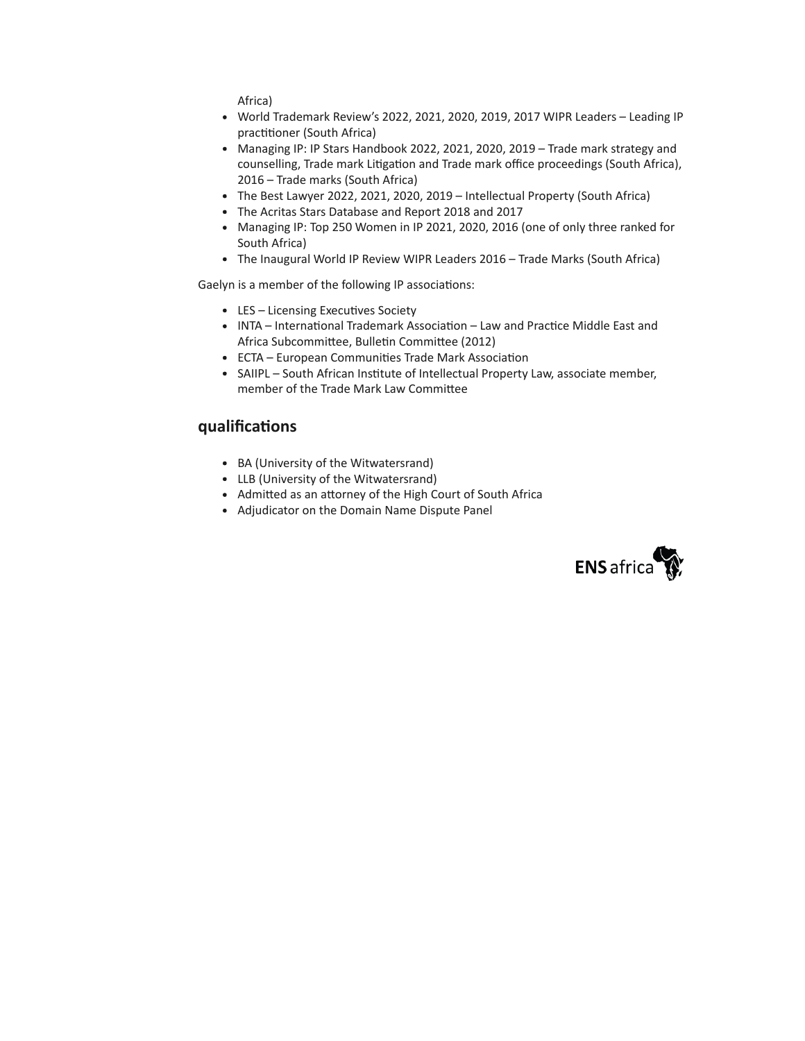Africa)

- World Trademark Review's 2022, 2021, 2020, 2019, 2017 WIPR Leaders – Leading IP practitioner (South Africa)
- Managing IP: IP Stars Handbook 2022, 2021, 2020, 2019 – Trade mark strategy and counselling, Trade mark Litigation and Trade mark office proceedings (South Africa), 2016 – Trade marks (South Africa)
- The Best Lawyer 2022, 2021, 2020, 2019 – Intellectual Property (South Africa)
- The Acritas Stars Database and Report 2018 and 2017
- Managing IP: Top 250 Women in IP 2021, 2020, 2016 (one of only three ranked for South Africa)
- The Inaugural World IP Review WIPR Leaders 2016 – Trade Marks (South Africa)

Gaelyn is a member of the following IP associations:

- LES – Licensing Executives Society
- INTA – International Trademark Association – Law and Practice Middle East and Africa Subcommittee, Bulletin Committee (2012)
- ECTA – European Communities Trade Mark Association
- SAIIPL – South African Institute of Intellectual Property Law, associate member, member of the Trade Mark Law Committee

## qualifications

- BA (University of the Witwatersrand)
- LLB (University of the Witwatersrand)
- Admitted as an attorney of the High Court of South Africa
- Adjudicator on the Domain Name Dispute Panel

ENSafrica